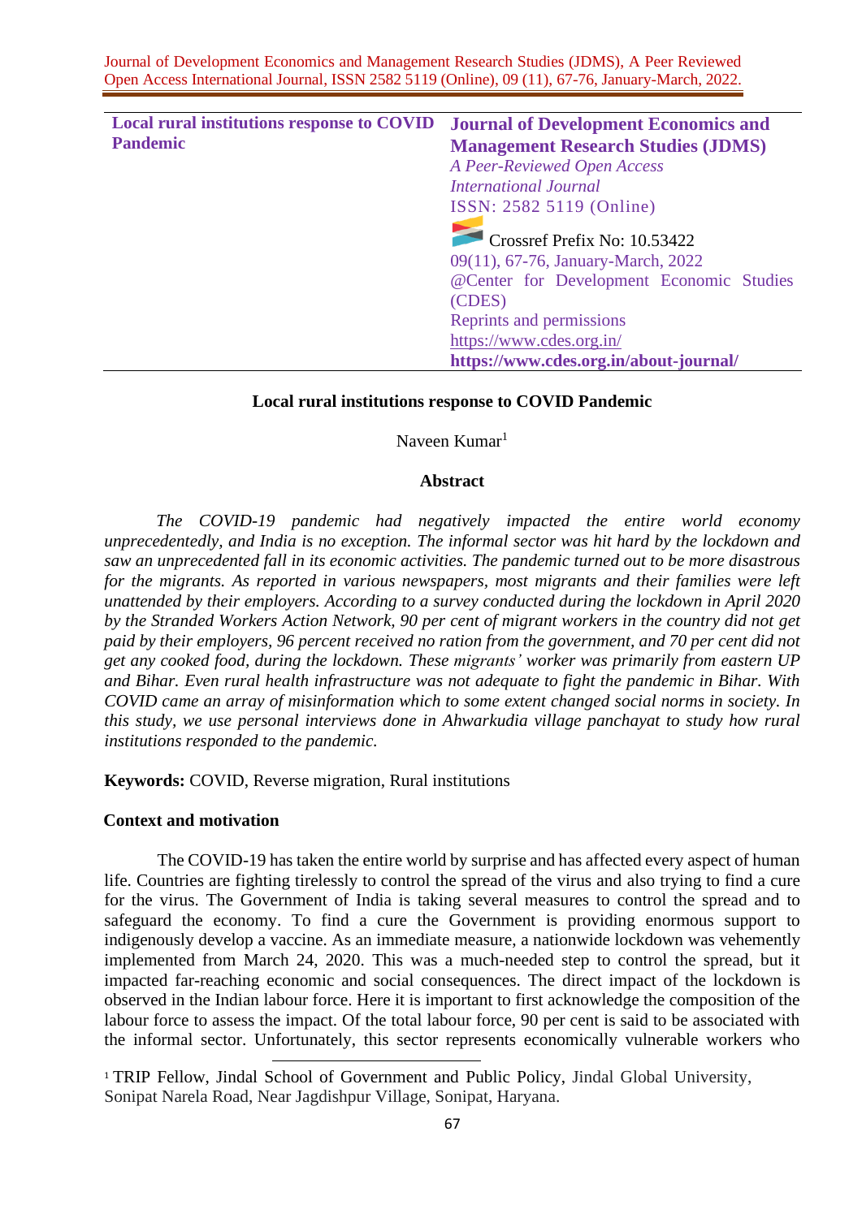| Local rural institutions response to COVID Pandemic | **Journal of Development Economics and Management Research Studies (JDMS)** *A Peer-Reviewed Open Access International Journal* ISSN: 2582 5119 (Online) Crossref Prefix No: 10.53422 09(11), 67-76, January-March, 2022 @Center for Development Economic Studies (CDES) Reprints and permissions https://www.cdes.org.in/ **https://www.cdes.org.in/about-journal/** |
|---|---|

# Local rural institutions response to COVID Pandemic

Naveen Kumar[1]

## Abstract

*The COVID-19 pandemic had negatively impacted the entire world economy unprecedentedly, and India is no exception. The informal sector was hit hard by the lockdown and saw an unprecedented fall in its economic activities. The pandemic turned out to be more disastrous for the migrants. As reported in various newspapers, most migrants and their families were left unattended by their employers. According to a survey conducted during the lockdown in April 2020 by the Stranded Workers Action Network, 90 per cent of migrant workers in the country did not get paid by their employers, 96 percent received no ration from the government, and 70 per cent did not get any cooked food, during the lockdown. These migrants' worker was primarily from eastern UP and Bihar. Even rural health infrastructure was not adequate to fight the pandemic in Bihar. With COVID came an array of misinformation which to some extent changed social norms in society. In this study, we use personal interviews done in Ahwarkudia village panchayat to study how rural institutions responded to the pandemic.*

**Keywords:** COVID, Reverse migration, Rural institutions

## Context and motivation

The COVID-19 has taken the entire world by surprise and has affected every aspect of human life. Countries are fighting tirelessly to control the spread of the virus and also trying to find a cure for the virus. The Government of India is taking several measures to control the spread and to safeguard the economy. To find a cure the Government is providing enormous support to indigenously develop a vaccine. As an immediate measure, a nationwide lockdown was vehemently implemented from March 24, 2020. This was a much-needed step to control the spread, but it impacted far-reaching economic and social consequences. The direct impact of the lockdown is observed in the Indian labour force. Here it is important to first acknowledge the composition of the labour force to assess the impact. Of the total labour force, 90 per cent is said to be associated with the informal sector. Unfortunately, this sector represents economically vulnerable workers who

---

[1] TRIP Fellow, Jindal School of Government and Public Policy, Jindal Global University, Sonipat Narela Road, Near Jagdishpur Village, Sonipat, Haryana.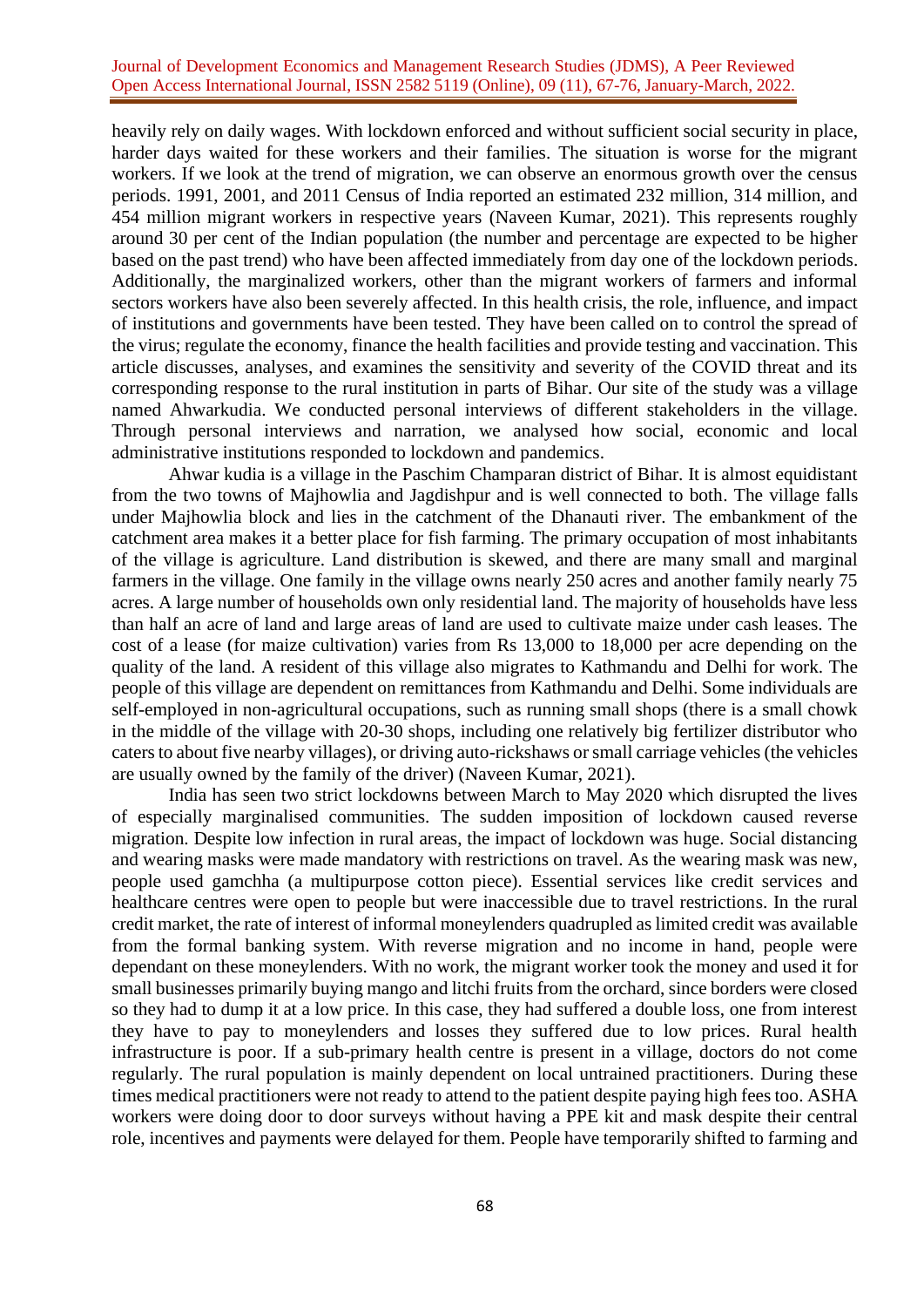heavily rely on daily wages. With lockdown enforced and without sufficient social security in place, harder days waited for these workers and their families. The situation is worse for the migrant workers. If we look at the trend of migration, we can observe an enormous growth over the census periods. 1991, 2001, and 2011 Census of India reported an estimated 232 million, 314 million, and 454 million migrant workers in respective years (Naveen Kumar, 2021). This represents roughly around 30 per cent of the Indian population (the number and percentage are expected to be higher based on the past trend) who have been affected immediately from day one of the lockdown periods. Additionally, the marginalized workers, other than the migrant workers of farmers and informal sectors workers have also been severely affected. In this health crisis, the role, influence, and impact of institutions and governments have been tested. They have been called on to control the spread of the virus; regulate the economy, finance the health facilities and provide testing and vaccination. This article discusses, analyses, and examines the sensitivity and severity of the COVID threat and its corresponding response to the rural institution in parts of Bihar. Our site of the study was a village named Ahwarkudia. We conducted personal interviews of different stakeholders in the village. Through personal interviews and narration, we analysed how social, economic and local administrative institutions responded to lockdown and pandemics.

Ahwar kudia is a village in the Paschim Champaran district of Bihar. It is almost equidistant from the two towns of Majhowlia and Jagdishpur and is well connected to both. The village falls under Majhowlia block and lies in the catchment of the Dhanauti river. The embankment of the catchment area makes it a better place for fish farming. The primary occupation of most inhabitants of the village is agriculture. Land distribution is skewed, and there are many small and marginal farmers in the village. One family in the village owns nearly 250 acres and another family nearly 75 acres. A large number of households own only residential land. The majority of households have less than half an acre of land and large areas of land are used to cultivate maize under cash leases. The cost of a lease (for maize cultivation) varies from Rs 13,000 to 18,000 per acre depending on the quality of the land. A resident of this village also migrates to Kathmandu and Delhi for work. The people of this village are dependent on remittances from Kathmandu and Delhi. Some individuals are self-employed in non-agricultural occupations, such as running small shops (there is a small chowk in the middle of the village with 20-30 shops, including one relatively big fertilizer distributor who caters to about five nearby villages), or driving auto-rickshaws or small carriage vehicles (the vehicles are usually owned by the family of the driver) (Naveen Kumar, 2021).

India has seen two strict lockdowns between March to May 2020 which disrupted the lives of especially marginalised communities. The sudden imposition of lockdown caused reverse migration. Despite low infection in rural areas, the impact of lockdown was huge. Social distancing and wearing masks were made mandatory with restrictions on travel. As the wearing mask was new, people used gamchha (a multipurpose cotton piece). Essential services like credit services and healthcare centres were open to people but were inaccessible due to travel restrictions. In the rural credit market, the rate of interest of informal moneylenders quadrupled as limited credit was available from the formal banking system. With reverse migration and no income in hand, people were dependant on these moneylenders. With no work, the migrant worker took the money and used it for small businesses primarily buying mango and litchi fruits from the orchard, since borders were closed so they had to dump it at a low price. In this case, they had suffered a double loss, one from interest they have to pay to moneylenders and losses they suffered due to low prices. Rural health infrastructure is poor. If a sub-primary health centre is present in a village, doctors do not come regularly. The rural population is mainly dependent on local untrained practitioners. During these times medical practitioners were not ready to attend to the patient despite paying high fees too. ASHA workers were doing door to door surveys without having a PPE kit and mask despite their central role, incentives and payments were delayed for them. People have temporarily shifted to farming and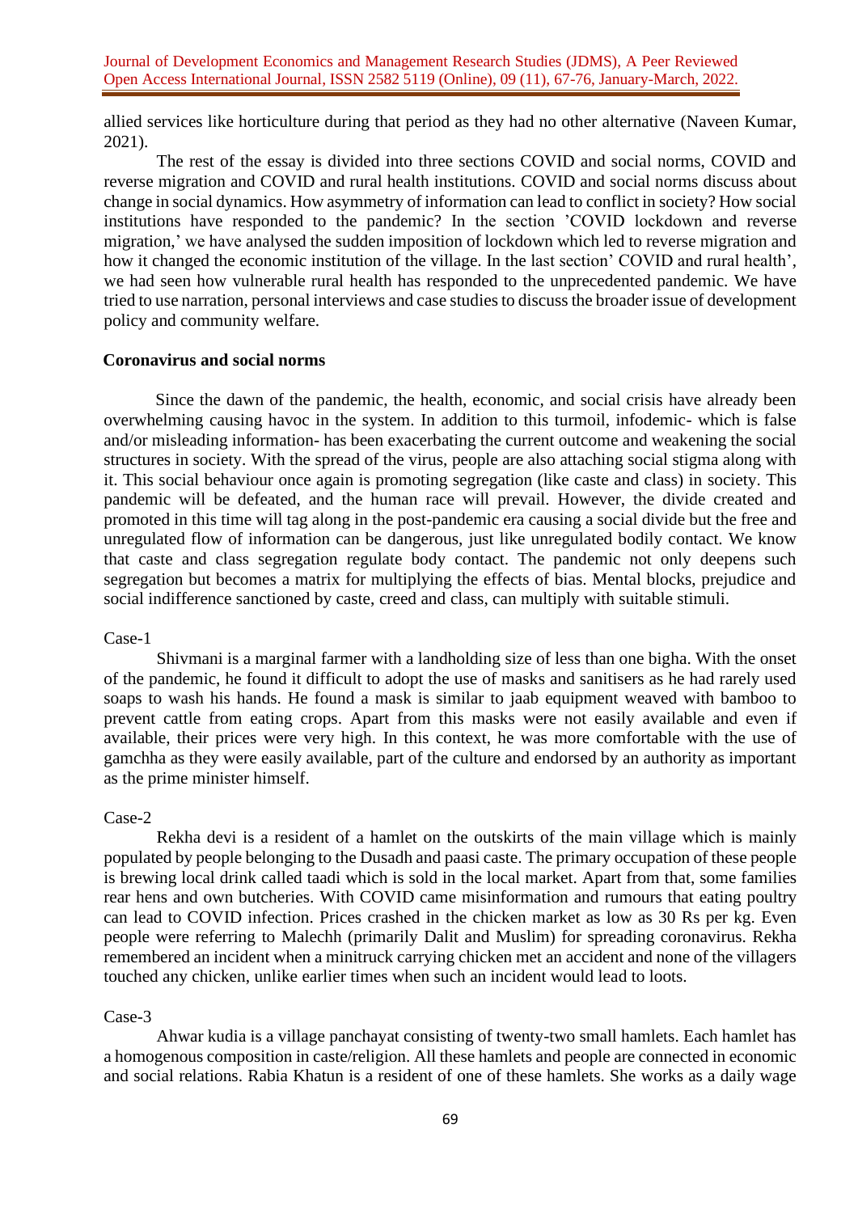allied services like horticulture during that period as they had no other alternative (Naveen Kumar, 2021).

The rest of the essay is divided into three sections COVID and social norms, COVID and reverse migration and COVID and rural health institutions. COVID and social norms discuss about change in social dynamics. How asymmetry of information can lead to conflict in society? How social institutions have responded to the pandemic? In the section 'COVID lockdown and reverse migration,' we have analysed the sudden imposition of lockdown which led to reverse migration and how it changed the economic institution of the village. In the last section' COVID and rural health', we had seen how vulnerable rural health has responded to the unprecedented pandemic. We have tried to use narration, personal interviews and case studies to discuss the broader issue of development policy and community welfare.

## Coronavirus and social norms

Since the dawn of the pandemic, the health, economic, and social crisis have already been overwhelming causing havoc in the system. In addition to this turmoil, infodemic- which is false and/or misleading information- has been exacerbating the current outcome and weakening the social structures in society. With the spread of the virus, people are also attaching social stigma along with it. This social behaviour once again is promoting segregation (like caste and class) in society. This pandemic will be defeated, and the human race will prevail. However, the divide created and promoted in this time will tag along in the post-pandemic era causing a social divide but the free and unregulated flow of information can be dangerous, just like unregulated bodily contact. We know that caste and class segregation regulate body contact. The pandemic not only deepens such segregation but becomes a matrix for multiplying the effects of bias. Mental blocks, prejudice and social indifference sanctioned by caste, creed and class, can multiply with suitable stimuli.

Case-1

Shivmani is a marginal farmer with a landholding size of less than one bigha. With the onset of the pandemic, he found it difficult to adopt the use of masks and sanitisers as he had rarely used soaps to wash his hands. He found a mask is similar to jaab equipment weaved with bamboo to prevent cattle from eating crops. Apart from this masks were not easily available and even if available, their prices were very high. In this context, he was more comfortable with the use of gamchha as they were easily available, part of the culture and endorsed by an authority as important as the prime minister himself.

Case-2

Rekha devi is a resident of a hamlet on the outskirts of the main village which is mainly populated by people belonging to the Dusadh and paasi caste. The primary occupation of these people is brewing local drink called taadi which is sold in the local market. Apart from that, some families rear hens and own butcheries. With COVID came misinformation and rumours that eating poultry can lead to COVID infection. Prices crashed in the chicken market as low as 30 Rs per kg. Even people were referring to Malechh (primarily Dalit and Muslim) for spreading coronavirus. Rekha remembered an incident when a minitruck carrying chicken met an accident and none of the villagers touched any chicken, unlike earlier times when such an incident would lead to loots.

Case-3

Ahwar kudia is a village panchayat consisting of twenty-two small hamlets. Each hamlet has a homogenous composition in caste/religion. All these hamlets and people are connected in economic and social relations. Rabia Khatun is a resident of one of these hamlets. She works as a daily wage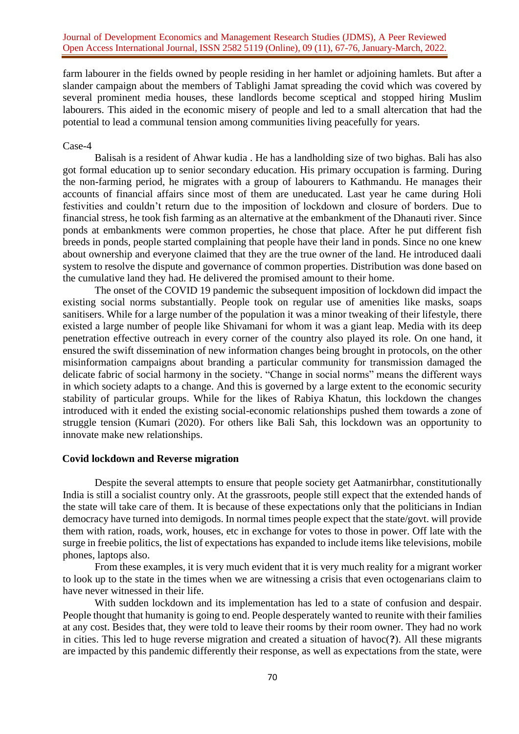farm labourer in the fields owned by people residing in her hamlet or adjoining hamlets. But after a slander campaign about the members of Tablighi Jamat spreading the covid which was covered by several prominent media houses, these landlords become sceptical and stopped hiring Muslim labourers. This aided in the economic misery of people and led to a small altercation that had the potential to lead a communal tension among communities living peacefully for years.

Case-4

Balisah is a resident of Ahwar kudia . He has a landholding size of two bighas. Bali has also got formal education up to senior secondary education. His primary occupation is farming. During the non-farming period, he migrates with a group of labourers to Kathmandu. He manages their accounts of financial affairs since most of them are uneducated. Last year he came during Holi festivities and couldn't return due to the imposition of lockdown and closure of borders. Due to financial stress, he took fish farming as an alternative at the embankment of the Dhanauti river. Since ponds at embankments were common properties, he chose that place. After he put different fish breeds in ponds, people started complaining that people have their land in ponds. Since no one knew about ownership and everyone claimed that they are the true owner of the land. He introduced daali system to resolve the dispute and governance of common properties. Distribution was done based on the cumulative land they had. He delivered the promised amount to their home.

The onset of the COVID 19 pandemic the subsequent imposition of lockdown did impact the existing social norms substantially. People took on regular use of amenities like masks, soaps sanitisers. While for a large number of the population it was a minor tweaking of their lifestyle, there existed a large number of people like Shivamani for whom it was a giant leap. Media with its deep penetration effective outreach in every corner of the country also played its role. On one hand, it ensured the swift dissemination of new information changes being brought in protocols, on the other misinformation campaigns about branding a particular community for transmission damaged the delicate fabric of social harmony in the society. "Change in social norms" means the different ways in which society adapts to a change. And this is governed by a large extent to the economic security stability of particular groups. While for the likes of Rabiya Khatun, this lockdown the changes introduced with it ended the existing social-economic relationships pushed them towards a zone of struggle tension (Kumari (2020). For others like Bali Sah, this lockdown was an opportunity to innovate make new relationships.

**Covid lockdown and Reverse migration**

Despite the several attempts to ensure that people society get Aatmanirbhar, constitutionally India is still a socialist country only. At the grassroots, people still expect that the extended hands of the state will take care of them. It is because of these expectations only that the politicians in Indian democracy have turned into demigods. In normal times people expect that the state/govt. will provide them with ration, roads, work, houses, etc in exchange for votes to those in power. Off late with the surge in freebie politics, the list of expectations has expanded to include items like televisions, mobile phones, laptops also.

From these examples, it is very much evident that it is very much reality for a migrant worker to look up to the state in the times when we are witnessing a crisis that even octogenarians claim to have never witnessed in their life.

With sudden lockdown and its implementation has led to a state of confusion and despair. People thought that humanity is going to end. People desperately wanted to reunite with their families at any cost. Besides that, they were told to leave their rooms by their room owner. They had no work in cities. This led to huge reverse migration and created a situation of havoc(**?**). All these migrants are impacted by this pandemic differently their response, as well as expectations from the state, were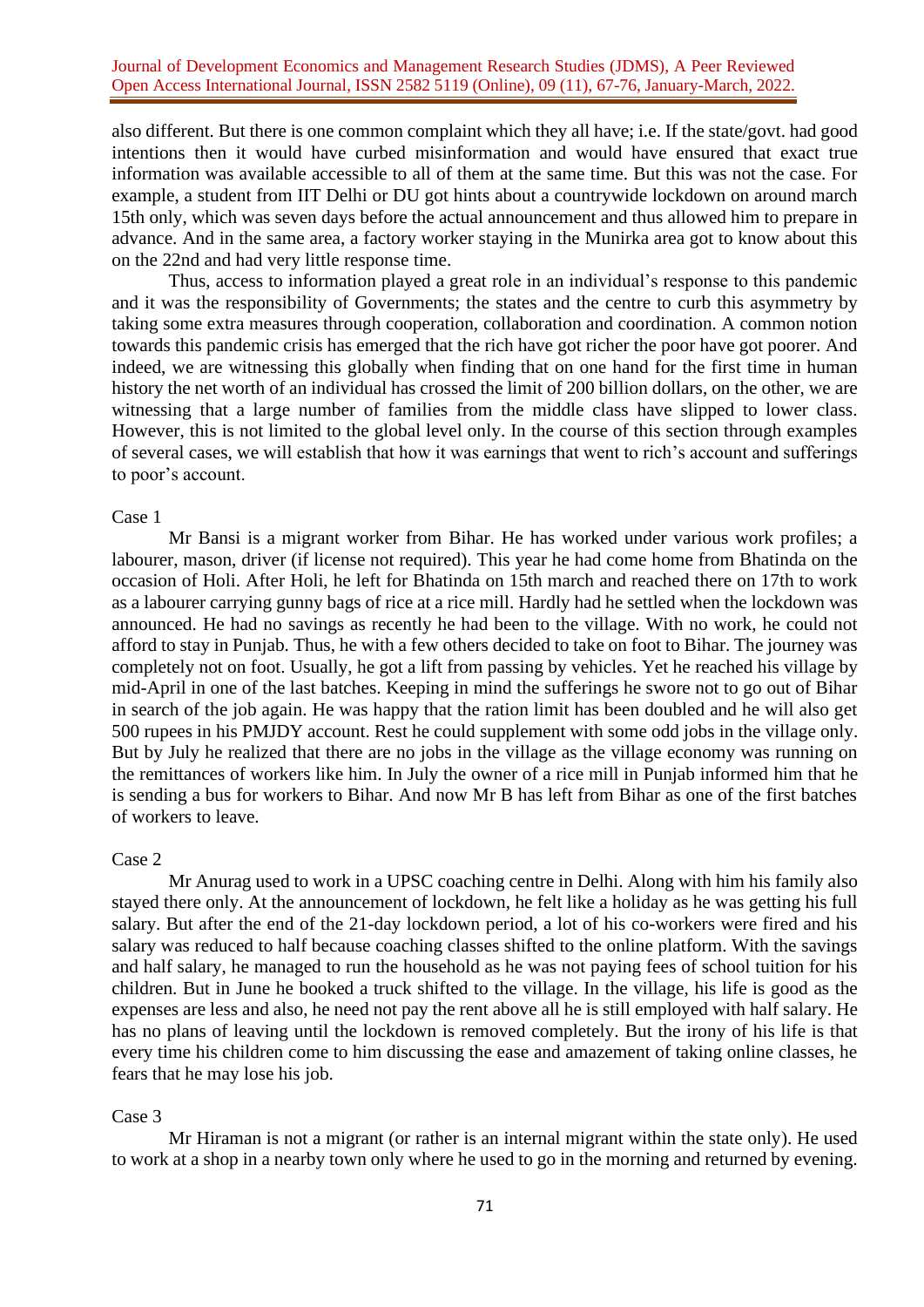also different. But there is one common complaint which they all have; i.e. If the state/govt. had good intentions then it would have curbed misinformation and would have ensured that exact true information was available accessible to all of them at the same time. But this was not the case. For example, a student from IIT Delhi or DU got hints about a countrywide lockdown on around march 15th only, which was seven days before the actual announcement and thus allowed him to prepare in advance. And in the same area, a factory worker staying in the Munirka area got to know about this on the 22nd and had very little response time.

Thus, access to information played a great role in an individual's response to this pandemic and it was the responsibility of Governments; the states and the centre to curb this asymmetry by taking some extra measures through cooperation, collaboration and coordination. A common notion towards this pandemic crisis has emerged that the rich have got richer the poor have got poorer. And indeed, we are witnessing this globally when finding that on one hand for the first time in human history the net worth of an individual has crossed the limit of 200 billion dollars, on the other, we are witnessing that a large number of families from the middle class have slipped to lower class. However, this is not limited to the global level only. In the course of this section through examples of several cases, we will establish that how it was earnings that went to rich's account and sufferings to poor's account.

Case 1

Mr Bansi is a migrant worker from Bihar. He has worked under various work profiles; a labourer, mason, driver (if license not required). This year he had come home from Bhatinda on the occasion of Holi. After Holi, he left for Bhatinda on 15th march and reached there on 17th to work as a labourer carrying gunny bags of rice at a rice mill. Hardly had he settled when the lockdown was announced. He had no savings as recently he had been to the village. With no work, he could not afford to stay in Punjab. Thus, he with a few others decided to take on foot to Bihar. The journey was completely not on foot. Usually, he got a lift from passing by vehicles. Yet he reached his village by mid-April in one of the last batches. Keeping in mind the sufferings he swore not to go out of Bihar in search of the job again. He was happy that the ration limit has been doubled and he will also get 500 rupees in his PMJDY account. Rest he could supplement with some odd jobs in the village only. But by July he realized that there are no jobs in the village as the village economy was running on the remittances of workers like him. In July the owner of a rice mill in Punjab informed him that he is sending a bus for workers to Bihar. And now Mr B has left from Bihar as one of the first batches of workers to leave.

Case 2

Mr Anurag used to work in a UPSC coaching centre in Delhi. Along with him his family also stayed there only. At the announcement of lockdown, he felt like a holiday as he was getting his full salary. But after the end of the 21-day lockdown period, a lot of his co-workers were fired and his salary was reduced to half because coaching classes shifted to the online platform. With the savings and half salary, he managed to run the household as he was not paying fees of school tuition for his children. But in June he booked a truck shifted to the village. In the village, his life is good as the expenses are less and also, he need not pay the rent above all he is still employed with half salary. He has no plans of leaving until the lockdown is removed completely. But the irony of his life is that every time his children come to him discussing the ease and amazement of taking online classes, he fears that he may lose his job.

Case 3

Mr Hiraman is not a migrant (or rather is an internal migrant within the state only). He used to work at a shop in a nearby town only where he used to go in the morning and returned by evening.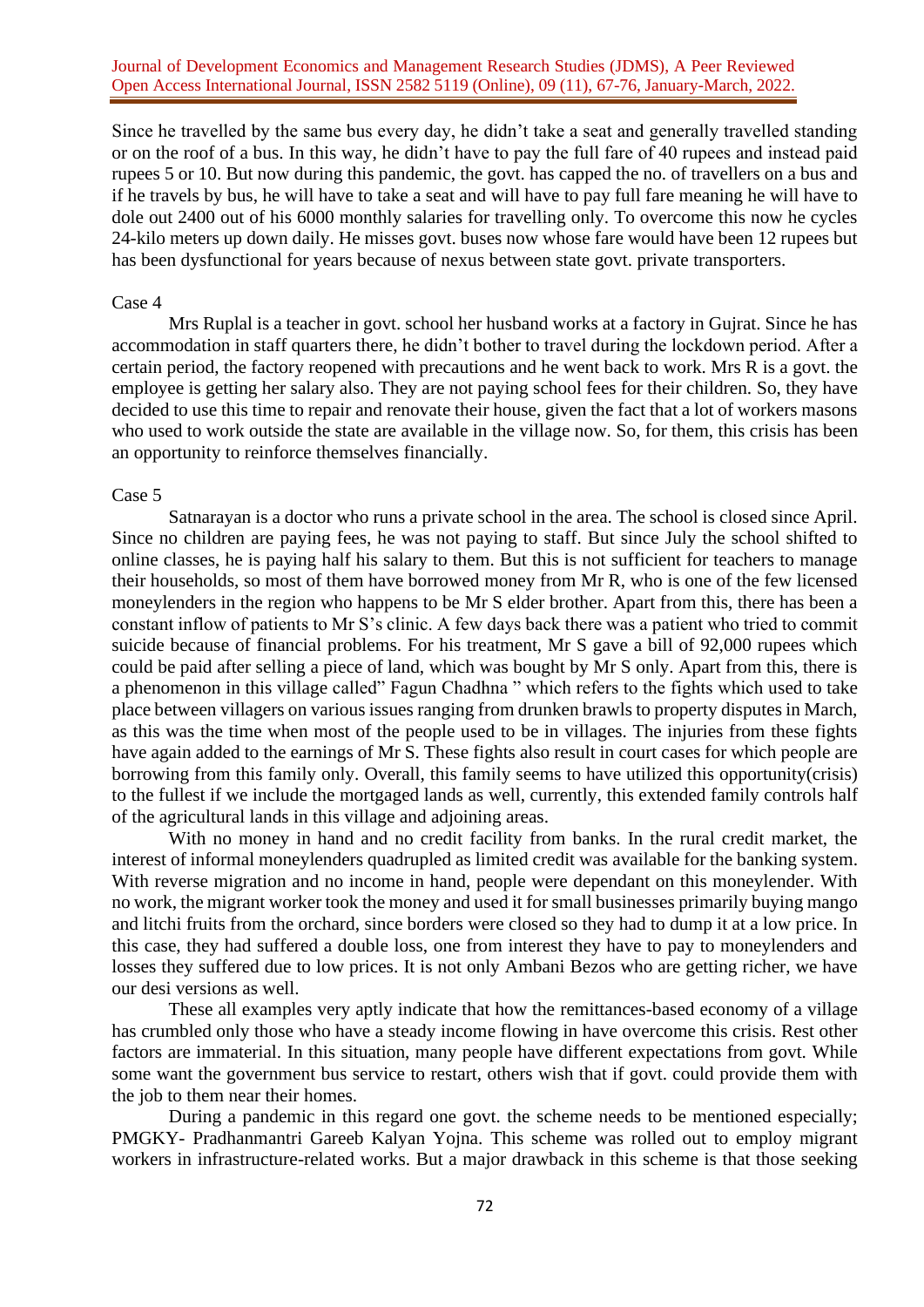Since he travelled by the same bus every day, he didn't take a seat and generally travelled standing or on the roof of a bus. In this way, he didn't have to pay the full fare of 40 rupees and instead paid rupees 5 or 10. But now during this pandemic, the govt. has capped the no. of travellers on a bus and if he travels by bus, he will have to take a seat and will have to pay full fare meaning he will have to dole out 2400 out of his 6000 monthly salaries for travelling only. To overcome this now he cycles 24-kilo meters up down daily. He misses govt. buses now whose fare would have been 12 rupees but has been dysfunctional for years because of nexus between state govt. private transporters.

Case 4

Mrs Ruplal is a teacher in govt. school her husband works at a factory in Gujrat. Since he has accommodation in staff quarters there, he didn't bother to travel during the lockdown period. After a certain period, the factory reopened with precautions and he went back to work. Mrs R is a govt. the employee is getting her salary also. They are not paying school fees for their children. So, they have decided to use this time to repair and renovate their house, given the fact that a lot of workers masons who used to work outside the state are available in the village now. So, for them, this crisis has been an opportunity to reinforce themselves financially.

Case 5

Satnarayan is a doctor who runs a private school in the area. The school is closed since April. Since no children are paying fees, he was not paying to staff. But since July the school shifted to online classes, he is paying half his salary to them. But this is not sufficient for teachers to manage their households, so most of them have borrowed money from Mr R, who is one of the few licensed moneylenders in the region who happens to be Mr S elder brother. Apart from this, there has been a constant inflow of patients to Mr S's clinic. A few days back there was a patient who tried to commit suicide because of financial problems. For his treatment, Mr S gave a bill of 92,000 rupees which could be paid after selling a piece of land, which was bought by Mr S only. Apart from this, there is a phenomenon in this village called" Fagun Chadhna " which refers to the fights which used to take place between villagers on various issues ranging from drunken brawls to property disputes in March, as this was the time when most of the people used to be in villages. The injuries from these fights have again added to the earnings of Mr S. These fights also result in court cases for which people are borrowing from this family only. Overall, this family seems to have utilized this opportunity(crisis) to the fullest if we include the mortgaged lands as well, currently, this extended family controls half of the agricultural lands in this village and adjoining areas.

With no money in hand and no credit facility from banks. In the rural credit market, the interest of informal moneylenders quadrupled as limited credit was available for the banking system. With reverse migration and no income in hand, people were dependant on this moneylender. With no work, the migrant worker took the money and used it for small businesses primarily buying mango and litchi fruits from the orchard, since borders were closed so they had to dump it at a low price. In this case, they had suffered a double loss, one from interest they have to pay to moneylenders and losses they suffered due to low prices. It is not only Ambani Bezos who are getting richer, we have our desi versions as well.

These all examples very aptly indicate that how the remittances-based economy of a village has crumbled only those who have a steady income flowing in have overcome this crisis. Rest other factors are immaterial. In this situation, many people have different expectations from govt. While some want the government bus service to restart, others wish that if govt. could provide them with the job to them near their homes.

During a pandemic in this regard one govt. the scheme needs to be mentioned especially; PMGKY- Pradhanmantri Gareeb Kalyan Yojna. This scheme was rolled out to employ migrant workers in infrastructure-related works. But a major drawback in this scheme is that those seeking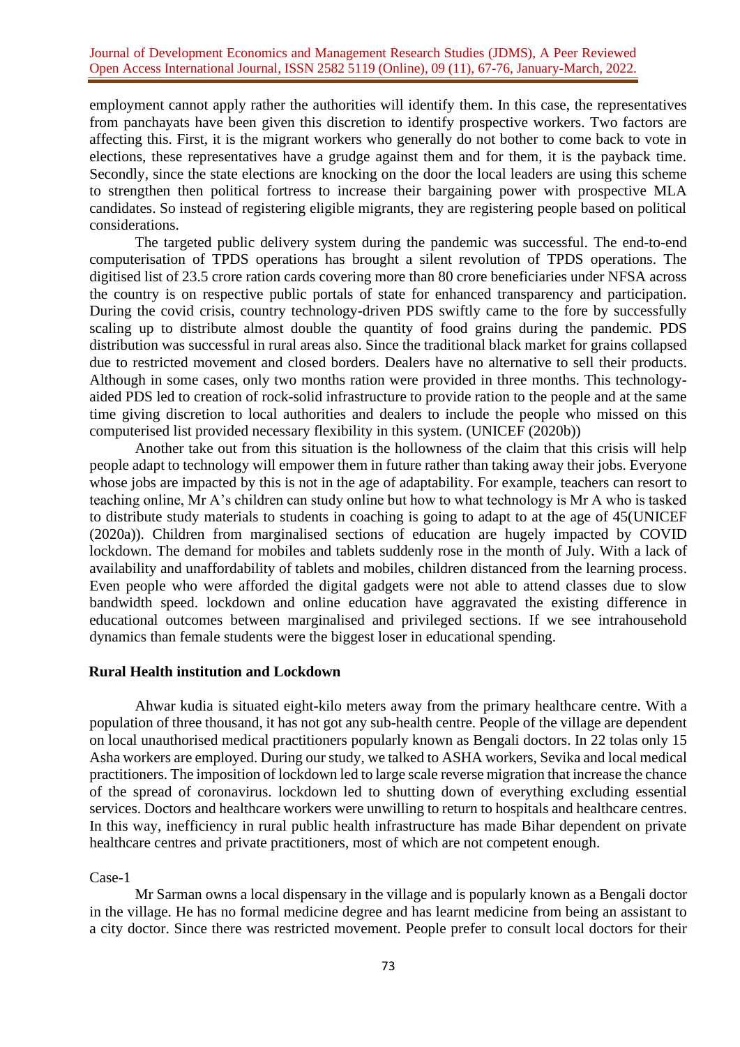employment cannot apply rather the authorities will identify them. In this case, the representatives from panchayats have been given this discretion to identify prospective workers. Two factors are affecting this. First, it is the migrant workers who generally do not bother to come back to vote in elections, these representatives have a grudge against them and for them, it is the payback time. Secondly, since the state elections are knocking on the door the local leaders are using this scheme to strengthen then political fortress to increase their bargaining power with prospective MLA candidates. So instead of registering eligible migrants, they are registering people based on political considerations.

The targeted public delivery system during the pandemic was successful. The end-to-end computerisation of TPDS operations has brought a silent revolution of TPDS operations. The digitised list of 23.5 crore ration cards covering more than 80 crore beneficiaries under NFSA across the country is on respective public portals of state for enhanced transparency and participation. During the covid crisis, country technology-driven PDS swiftly came to the fore by successfully scaling up to distribute almost double the quantity of food grains during the pandemic. PDS distribution was successful in rural areas also. Since the traditional black market for grains collapsed due to restricted movement and closed borders. Dealers have no alternative to sell their products. Although in some cases, only two months ration were provided in three months. This technology-aided PDS led to creation of rock-solid infrastructure to provide ration to the people and at the same time giving discretion to local authorities and dealers to include the people who missed on this computerised list provided necessary flexibility in this system. (UNICEF (2020b))

Another take out from this situation is the hollowness of the claim that this crisis will help people adapt to technology will empower them in future rather than taking away their jobs. Everyone whose jobs are impacted by this is not in the age of adaptability. For example, teachers can resort to teaching online, Mr A's children can study online but how to what technology is Mr A who is tasked to distribute study materials to students in coaching is going to adapt to at the age of 45(UNICEF (2020a)). Children from marginalised sections of education are hugely impacted by COVID lockdown. The demand for mobiles and tablets suddenly rose in the month of July. With a lack of availability and unaffordability of tablets and mobiles, children distanced from the learning process. Even people who were afforded the digital gadgets were not able to attend classes due to slow bandwidth speed. lockdown and online education have aggravated the existing difference in educational outcomes between marginalised and privileged sections. If we see intrahousehold dynamics than female students were the biggest loser in educational spending.

## Rural Health institution and Lockdown

Ahwar kudia is situated eight-kilo meters away from the primary healthcare centre. With a population of three thousand, it has not got any sub-health centre. People of the village are dependent on local unauthorised medical practitioners popularly known as Bengali doctors. In 22 tolas only 15 Asha workers are employed. During our study, we talked to ASHA workers, Sevika and local medical practitioners. The imposition of lockdown led to large scale reverse migration that increase the chance of the spread of coronavirus. lockdown led to shutting down of everything excluding essential services. Doctors and healthcare workers were unwilling to return to hospitals and healthcare centres. In this way, inefficiency in rural public health infrastructure has made Bihar dependent on private healthcare centres and private practitioners, most of which are not competent enough.

Case-1

Mr Sarman owns a local dispensary in the village and is popularly known as a Bengali doctor in the village. He has no formal medicine degree and has learnt medicine from being an assistant to a city doctor. Since there was restricted movement. People prefer to consult local doctors for their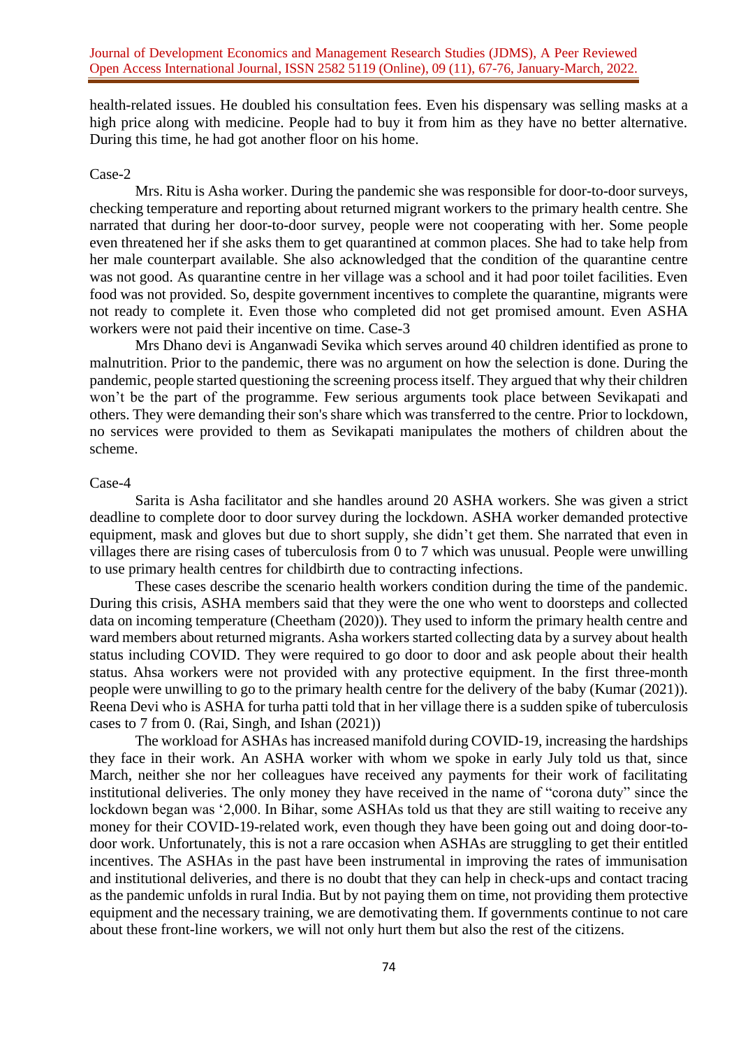health-related issues. He doubled his consultation fees. Even his dispensary was selling masks at a high price along with medicine. People had to buy it from him as they have no better alternative. During this time, he had got another floor on his home.

Case-2

Mrs. Ritu is Asha worker. During the pandemic she was responsible for door-to-door surveys, checking temperature and reporting about returned migrant workers to the primary health centre. She narrated that during her door-to-door survey, people were not cooperating with her. Some people even threatened her if she asks them to get quarantined at common places. She had to take help from her male counterpart available. She also acknowledged that the condition of the quarantine centre was not good. As quarantine centre in her village was a school and it had poor toilet facilities. Even food was not provided. So, despite government incentives to complete the quarantine, migrants were not ready to complete it. Even those who completed did not get promised amount. Even ASHA workers were not paid their incentive on time. Case-3

Mrs Dhano devi is Anganwadi Sevika which serves around 40 children identified as prone to malnutrition. Prior to the pandemic, there was no argument on how the selection is done. During the pandemic, people started questioning the screening process itself. They argued that why their children won't be the part of the programme. Few serious arguments took place between Sevikapati and others. They were demanding their son's share which was transferred to the centre. Prior to lockdown, no services were provided to them as Sevikapati manipulates the mothers of children about the scheme.

Case-4

Sarita is Asha facilitator and she handles around 20 ASHA workers. She was given a strict deadline to complete door to door survey during the lockdown. ASHA worker demanded protective equipment, mask and gloves but due to short supply, she didn't get them. She narrated that even in villages there are rising cases of tuberculosis from 0 to 7 which was unusual. People were unwilling to use primary health centres for childbirth due to contracting infections.

These cases describe the scenario health workers condition during the time of the pandemic. During this crisis, ASHA members said that they were the one who went to doorsteps and collected data on incoming temperature (Cheetham (2020)). They used to inform the primary health centre and ward members about returned migrants. Asha workers started collecting data by a survey about health status including COVID. They were required to go door to door and ask people about their health status. Ahsa workers were not provided with any protective equipment. In the first three-month people were unwilling to go to the primary health centre for the delivery of the baby (Kumar (2021)). Reena Devi who is ASHA for turha patti told that in her village there is a sudden spike of tuberculosis cases to 7 from 0. (Rai, Singh, and Ishan (2021))

The workload for ASHAs has increased manifold during COVID-19, increasing the hardships they face in their work. An ASHA worker with whom we spoke in early July told us that, since March, neither she nor her colleagues have received any payments for their work of facilitating institutional deliveries. The only money they have received in the name of "corona duty" since the lockdown began was '2,000. In Bihar, some ASHAs told us that they are still waiting to receive any money for their COVID-19-related work, even though they have been going out and doing door-to-door work. Unfortunately, this is not a rare occasion when ASHAs are struggling to get their entitled incentives. The ASHAs in the past have been instrumental in improving the rates of immunisation and institutional deliveries, and there is no doubt that they can help in check-ups and contact tracing as the pandemic unfolds in rural India. But by not paying them on time, not providing them protective equipment and the necessary training, we are demotivating them. If governments continue to not care about these front-line workers, we will not only hurt them but also the rest of the citizens.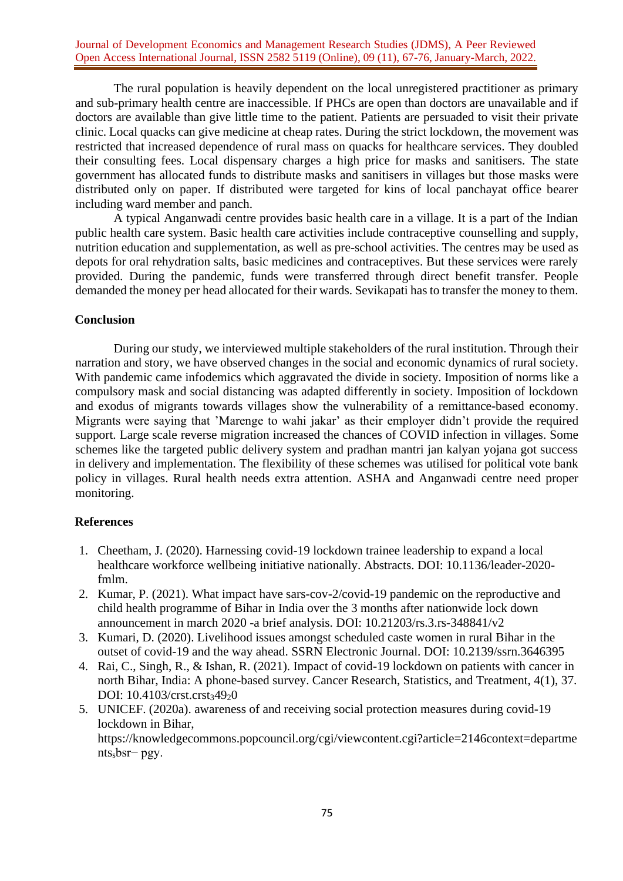The rural population is heavily dependent on the local unregistered practitioner as primary and sub-primary health centre are inaccessible. If PHCs are open than doctors are unavailable and if doctors are available than give little time to the patient. Patients are persuaded to visit their private clinic. Local quacks can give medicine at cheap rates. During the strict lockdown, the movement was restricted that increased dependence of rural mass on quacks for healthcare services. They doubled their consulting fees. Local dispensary charges a high price for masks and sanitisers. The state government has allocated funds to distribute masks and sanitisers in villages but those masks were distributed only on paper. If distributed were targeted for kins of local panchayat office bearer including ward member and panch.

A typical Anganwadi centre provides basic health care in a village. It is a part of the Indian public health care system. Basic health care activities include contraceptive counselling and supply, nutrition education and supplementation, as well as pre-school activities. The centres may be used as depots for oral rehydration salts, basic medicines and contraceptives. But these services were rarely provided. During the pandemic, funds were transferred through direct benefit transfer. People demanded the money per head allocated for their wards. Sevikapati has to transfer the money to them.

## Conclusion

During our study, we interviewed multiple stakeholders of the rural institution. Through their narration and story, we have observed changes in the social and economic dynamics of rural society. With pandemic came infodemics which aggravated the divide in society. Imposition of norms like a compulsory mask and social distancing was adapted differently in society. Imposition of lockdown and exodus of migrants towards villages show the vulnerability of a remittance-based economy. Migrants were saying that 'Marenge to wahi jakar' as their employer didn't provide the required support. Large scale reverse migration increased the chances of COVID infection in villages. Some schemes like the targeted public delivery system and pradhan mantri jan kalyan yojana got success in delivery and implementation. The flexibility of these schemes was utilised for political vote bank policy in villages. Rural health needs extra attention. ASHA and Anganwadi centre need proper monitoring.

## References

1. Cheetham, J. (2020). Harnessing covid-19 lockdown trainee leadership to expand a local healthcare workforce wellbeing initiative nationally. Abstracts. DOI: 10.1136/leader-2020-fmlm.
2. Kumar, P. (2021). What impact have sars-cov-2/covid-19 pandemic on the reproductive and child health programme of Bihar in India over the 3 months after nationwide lock down announcement in march 2020 -a brief analysis. DOI: 10.21203/rs.3.rs-348841/v2
3. Kumari, D. (2020). Livelihood issues amongst scheduled caste women in rural Bihar in the outset of covid-19 and the way ahead. SSRN Electronic Journal. DOI: 10.2139/ssrn.3646395
4. Rai, C., Singh, R., & Ishan, R. (2021). Impact of covid-19 lockdown on patients with cancer in north Bihar, India: A phone-based survey. Cancer Research, Statistics, and Treatment, 4(1), 37. DOI: 10.4103/crst.crst$_3$49$_2$0
5. UNICEF. (2020a). awareness of and receiving social protection measures during covid-19 lockdown in Bihar, https://knowledgecommons.popcouncil.org/cgi/viewcontent.cgi?article=2146context=departments$_s$bsr− pgy.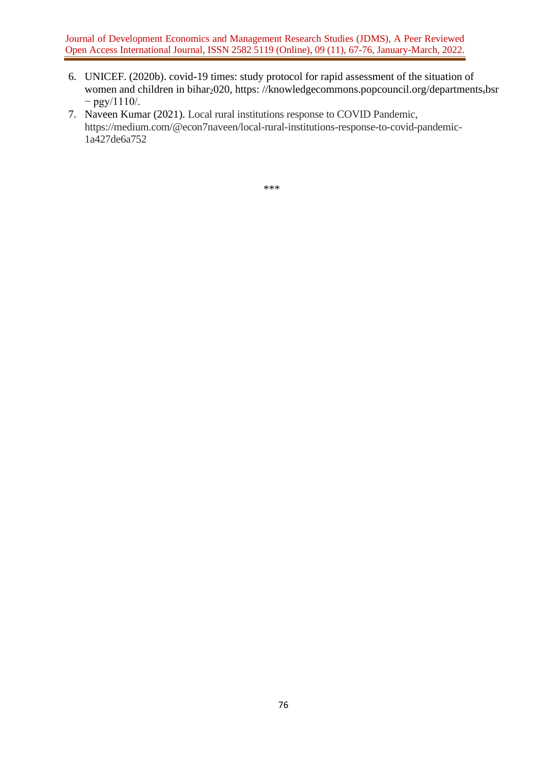6. UNICEF. (2020b). covid-19 times: study protocol for rapid assessment of the situation of women and children in bihar$_2$020, https: //knowledgecommons.popcouncil.org/departments$_s$bsr − pgy/1110/.
7. Naveen Kumar (2021). Local rural institutions response to COVID Pandemic, https://medium.com/@econ7naveen/local-rural-institutions-response-to-covid-pandemic-1a427de6a752

***